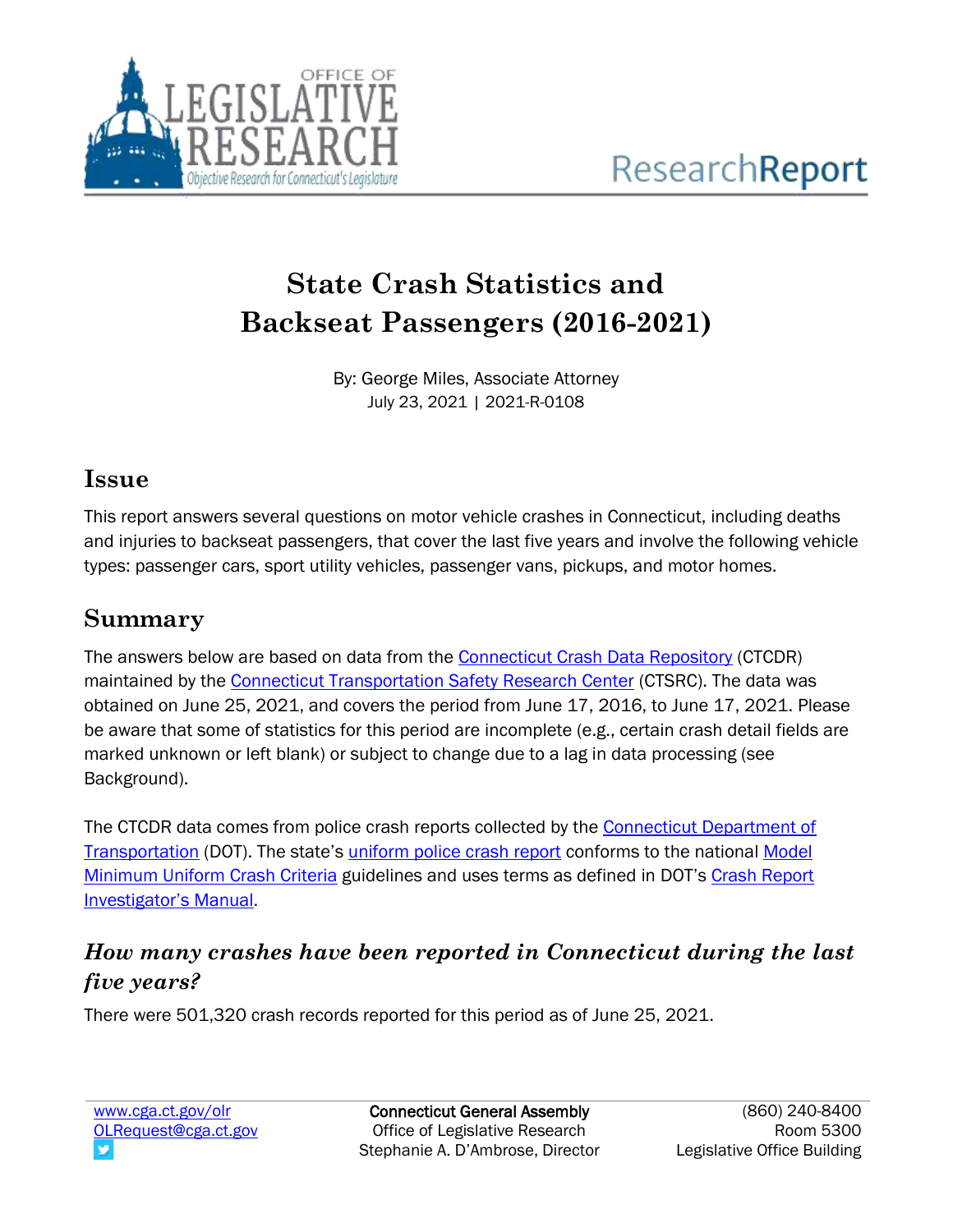# State Crash Statistics and Backseat Passengers (2016-2021)

By: George Miles, Associate Attorney
July 23, 2021 | 2021-R-0108

## Issue

This report answers several questions on motor vehicle crashes in Connecticut, including deaths and injuries to backseat passengers, that cover the last five years and involve the following vehicle types: passenger cars, sport utility vehicles, passenger vans, pickups, and motor homes.

## Summary

The answers below are based on data from the Connecticut Crash Data Repository (CTCDR) maintained by the Connecticut Transportation Safety Research Center (CTSRC). The data was obtained on June 25, 2021, and covers the period from June 17, 2016, to June 17, 2021. Please be aware that some of statistics for this period are incomplete (e.g., certain crash detail fields are marked unknown or left blank) or subject to change due to a lag in data processing (see Background).

The CTCDR data comes from police crash reports collected by the Connecticut Department of Transportation (DOT). The state's uniform police crash report conforms to the national Model Minimum Uniform Crash Criteria guidelines and uses terms as defined in DOT's Crash Report Investigator's Manual.

### *How many crashes have been reported in Connecticut during the last five years?*

There were 501,320 crash records reported for this period as of June 25, 2021.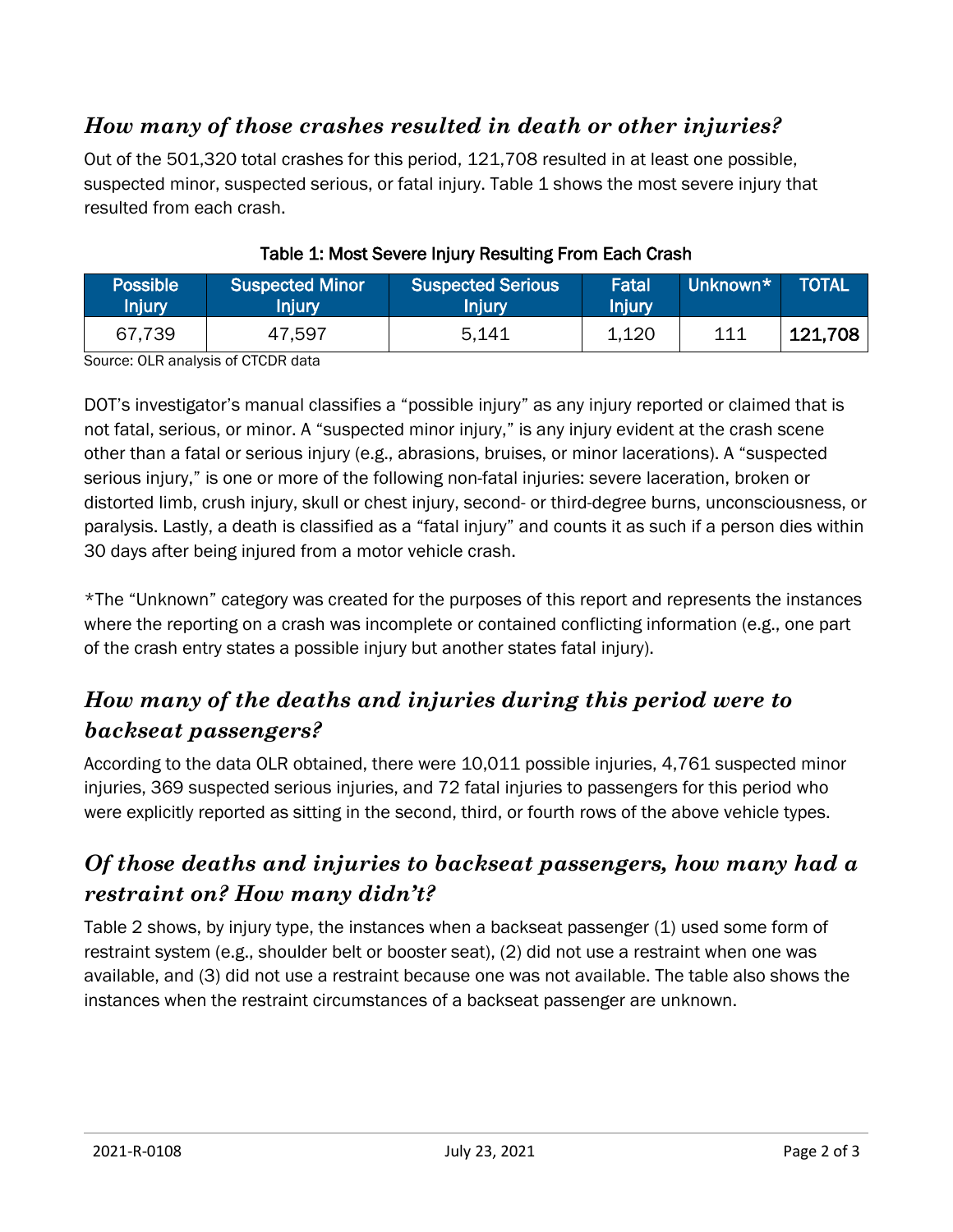## *How many of those crashes resulted in death or other injuries?*

Out of the 501,320 total crashes for this period, 121,708 resulted in at least one possible, suspected minor, suspected serious, or fatal injury. Table 1 shows the most severe injury that resulted from each crash.

**Table 1: Most Severe Injury Resulting From Each Crash**

| Possible Injury | Suspected Minor Injury | Suspected Serious Injury | Fatal Injury | Unknown* | TOTAL |
|---|---|---|---|---|---|
| 67,739 | 47,597 | 5,141 | 1,120 | 111 | **121,708** |

Source: OLR analysis of CTCDR data

DOT's investigator's manual classifies a "possible injury" as any injury reported or claimed that is not fatal, serious, or minor. A "suspected minor injury," is any injury evident at the crash scene other than a fatal or serious injury (e.g., abrasions, bruises, or minor lacerations). A "suspected serious injury," is one or more of the following non-fatal injuries: severe laceration, broken or distorted limb, crush injury, skull or chest injury, second- or third-degree burns, unconsciousness, or paralysis. Lastly, a death is classified as a "fatal injury" and counts it as such if a person dies within 30 days after being injured from a motor vehicle crash.

*The "Unknown" category was created for the purposes of this report and represents the instances where the reporting on a crash was incomplete or contained conflicting information (e.g., one part of the crash entry states a possible injury but another states fatal injury).

## *How many of the deaths and injuries during this period were to backseat passengers?*

According to the data OLR obtained, there were 10,011 possible injuries, 4,761 suspected minor injuries, 369 suspected serious injuries, and 72 fatal injuries to passengers for this period who were explicitly reported as sitting in the second, third, or fourth rows of the above vehicle types.

## *Of those deaths and injuries to backseat passengers, how many had a restraint on? How many didn't?*

Table 2 shows, by injury type, the instances when a backseat passenger (1) used some form of restraint system (e.g., shoulder belt or booster seat), (2) did not use a restraint when one was available, and (3) did not use a restraint because one was not available. The table also shows the instances when the restraint circumstances of a backseat passenger are unknown.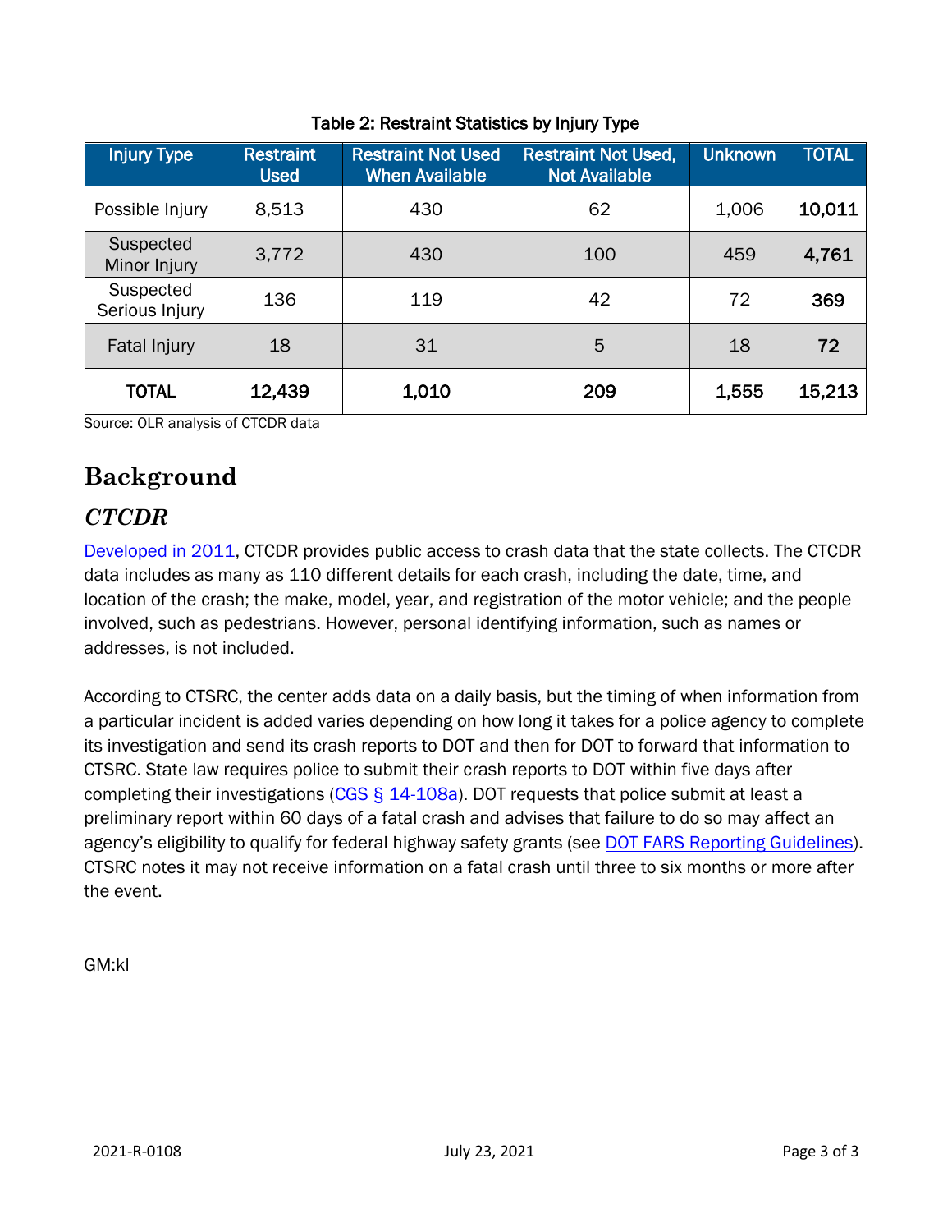Table 2: Restraint Statistics by Injury Type

| Injury Type | Restraint Used | Restraint Not Used When Available | Restraint Not Used, Not Available | Unknown | TOTAL |
|---|---|---|---|---|---|
| Possible Injury | 8,513 | 430 | 62 | 1,006 | **10,011** |
| Suspected Minor Injury | 3,772 | 430 | 100 | 459 | **4,761** |
| Suspected Serious Injury | 136 | 119 | 42 | 72 | **369** |
| Fatal Injury | 18 | 31 | 5 | 18 | **72** |
| **TOTAL** | **12,439** | **1,010** | **209** | **1,555** | **15,213** |

Source: OLR analysis of CTCDR data

# Background

## *CTCDR*

Developed in 2011, CTCDR provides public access to crash data that the state collects. The CTCDR data includes as many as 110 different details for each crash, including the date, time, and location of the crash; the make, model, year, and registration of the motor vehicle; and the people involved, such as pedestrians. However, personal identifying information, such as names or addresses, is not included.

According to CTSRC, the center adds data on a daily basis, but the timing of when information from a particular incident is added varies depending on how long it takes for a police agency to complete its investigation and send its crash reports to DOT and then for DOT to forward that information to CTSRC. State law requires police to submit their crash reports to DOT within five days after completing their investigations (CGS § 14-108a). DOT requests that police submit at least a preliminary report within 60 days of a fatal crash and advises that failure to do so may affect an agency's eligibility to qualify for federal highway safety grants (see DOT FARS Reporting Guidelines). CTSRC notes it may not receive information on a fatal crash until three to six months or more after the event.

GM:kl